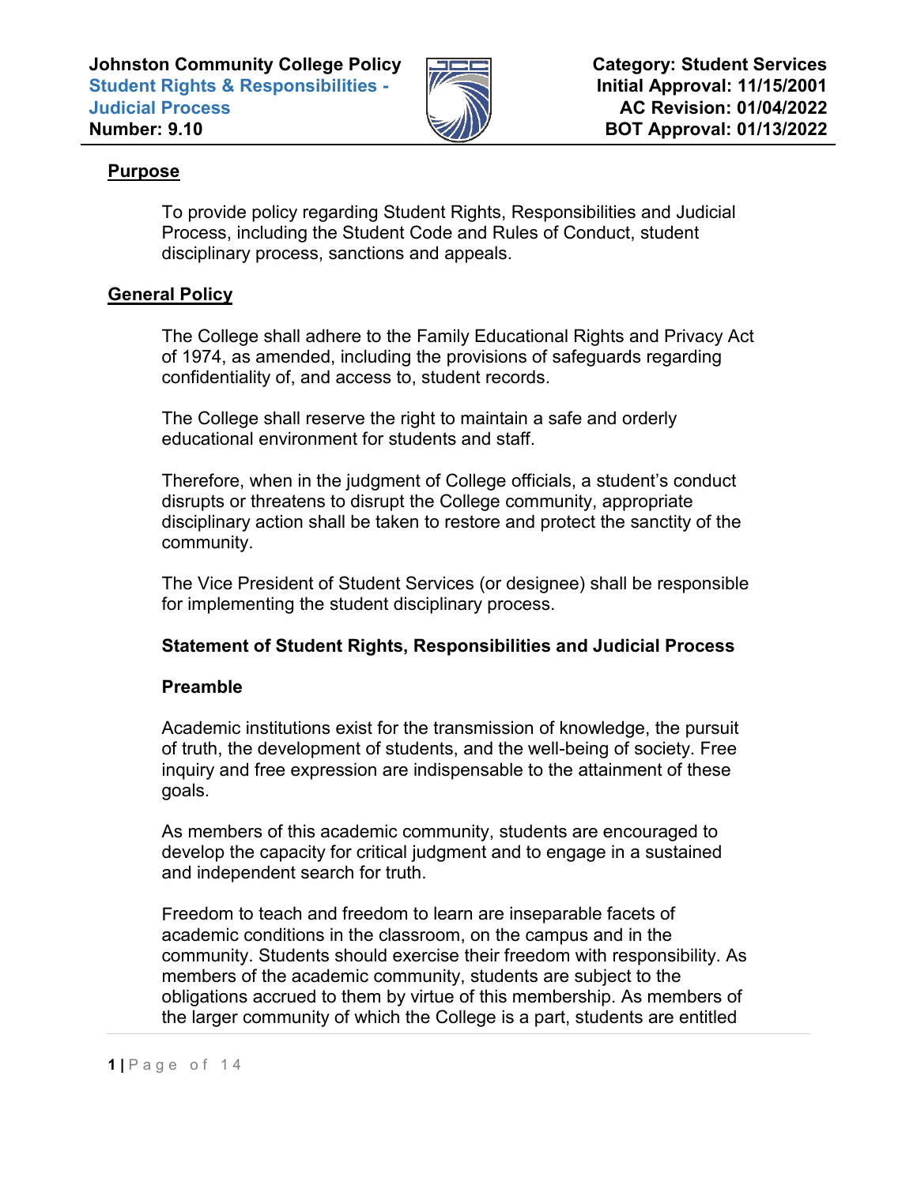**Johnston Community College Policy**
**Student Rights & Responsibilities - Judicial Process**
**Number: 9.10**

**Category: Student Services**
**Initial Approval: 11/15/2001**
**AC Revision: 01/04/2022**
**BOT Approval: 01/13/2022**

## Purpose

To provide policy regarding Student Rights, Responsibilities and Judicial Process, including the Student Code and Rules of Conduct, student disciplinary process, sanctions and appeals.

## General Policy

The College shall adhere to the Family Educational Rights and Privacy Act of 1974, as amended, including the provisions of safeguards regarding confidentiality of, and access to, student records.

The College shall reserve the right to maintain a safe and orderly educational environment for students and staff.

Therefore, when in the judgment of College officials, a student's conduct disrupts or threatens to disrupt the College community, appropriate disciplinary action shall be taken to restore and protect the sanctity of the community.

The Vice President of Student Services (or designee) shall be responsible for implementing the student disciplinary process.

### Statement of Student Rights, Responsibilities and Judicial Process

### Preamble

Academic institutions exist for the transmission of knowledge, the pursuit of truth, the development of students, and the well-being of society. Free inquiry and free expression are indispensable to the attainment of these goals.

As members of this academic community, students are encouraged to develop the capacity for critical judgment and to engage in a sustained and independent search for truth.

Freedom to teach and freedom to learn are inseparable facets of academic conditions in the classroom, on the campus and in the community. Students should exercise their freedom with responsibility. As members of the academic community, students are subject to the obligations accrued to them by virtue of this membership. As members of the larger community of which the College is a part, students are entitled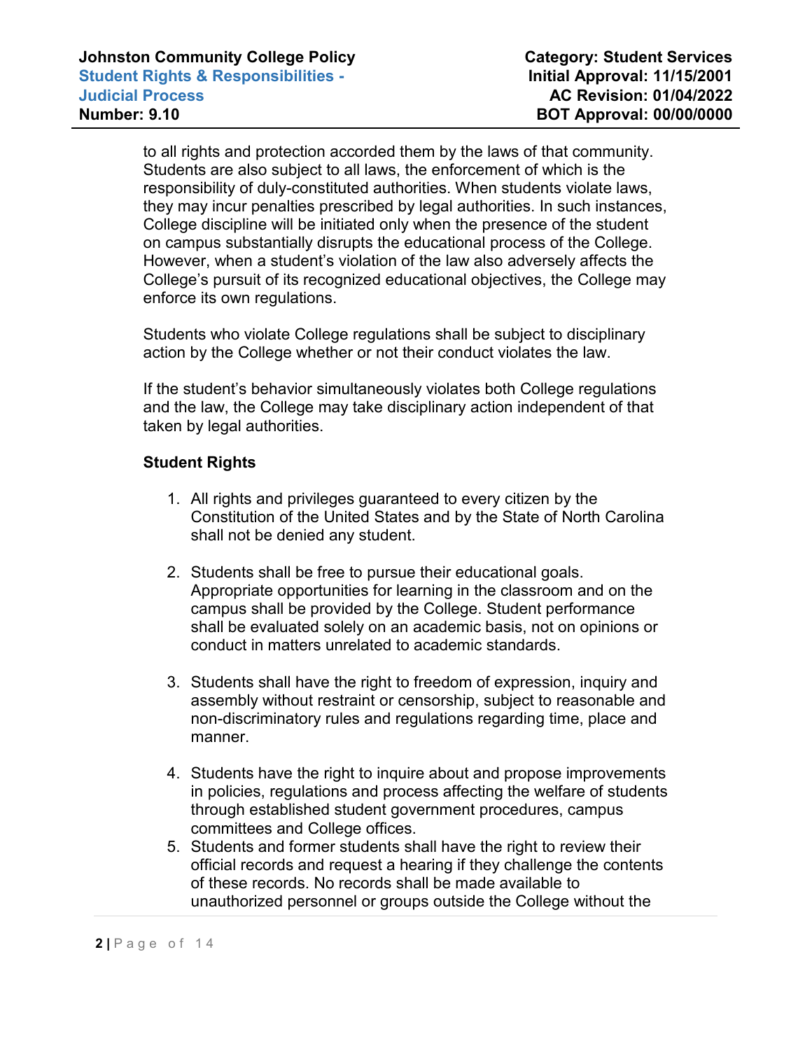to all rights and protection accorded them by the laws of that community. Students are also subject to all laws, the enforcement of which is the responsibility of duly-constituted authorities. When students violate laws, they may incur penalties prescribed by legal authorities. In such instances, College discipline will be initiated only when the presence of the student on campus substantially disrupts the educational process of the College. However, when a student's violation of the law also adversely affects the College's pursuit of its recognized educational objectives, the College may enforce its own regulations.

Students who violate College regulations shall be subject to disciplinary action by the College whether or not their conduct violates the law.

If the student's behavior simultaneously violates both College regulations and the law, the College may take disciplinary action independent of that taken by legal authorities.

**Student Rights**

1. All rights and privileges guaranteed to every citizen by the Constitution of the United States and by the State of North Carolina shall not be denied any student.

2. Students shall be free to pursue their educational goals. Appropriate opportunities for learning in the classroom and on the campus shall be provided by the College. Student performance shall be evaluated solely on an academic basis, not on opinions or conduct in matters unrelated to academic standards.

3. Students shall have the right to freedom of expression, inquiry and assembly without restraint or censorship, subject to reasonable and non-discriminatory rules and regulations regarding time, place and manner.

4. Students have the right to inquire about and propose improvements in policies, regulations and process affecting the welfare of students through established student government procedures, campus committees and College offices.
5. Students and former students shall have the right to review their official records and request a hearing if they challenge the contents of these records. No records shall be made available to unauthorized personnel or groups outside the College without the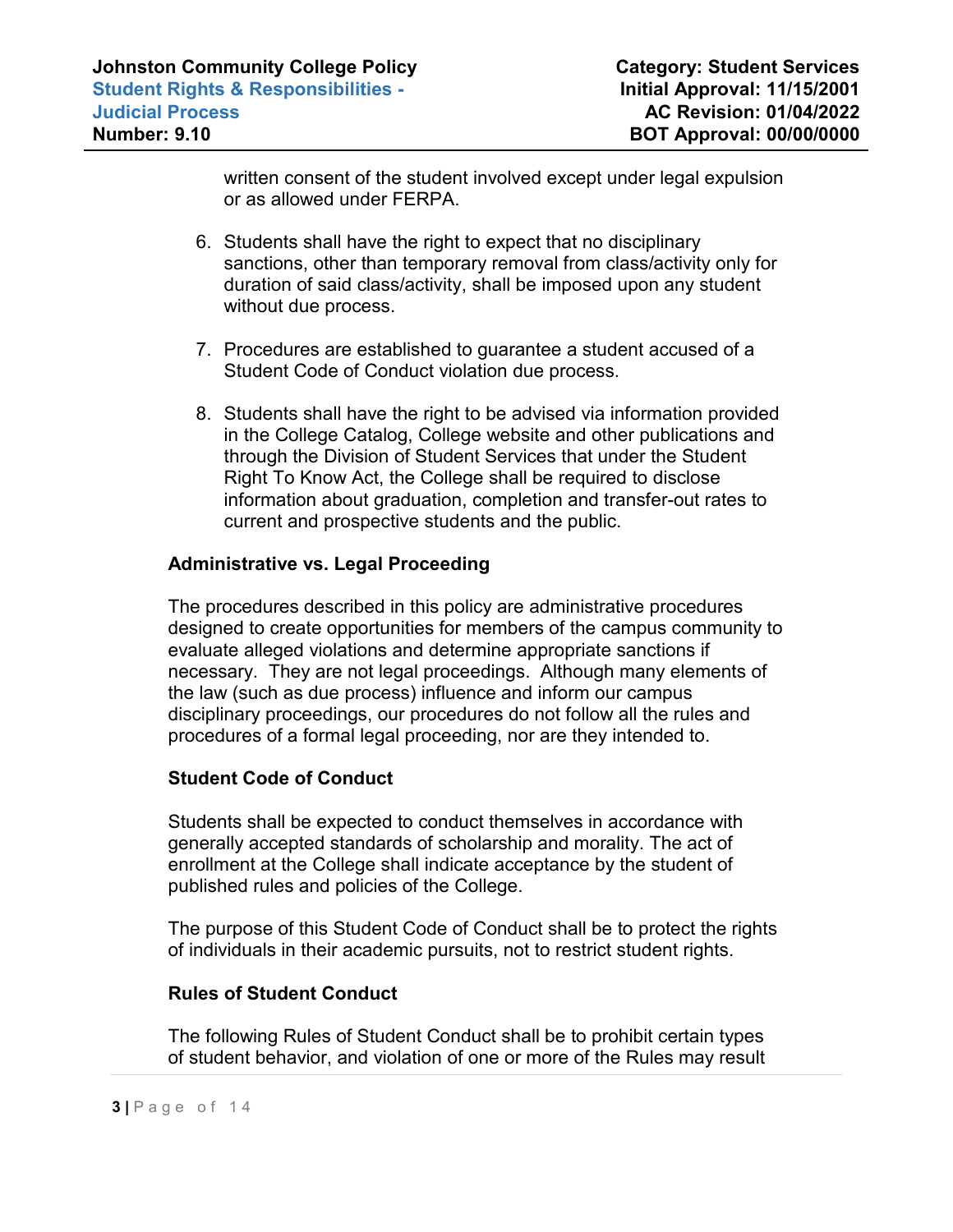written consent of the student involved except under legal expulsion or as allowed under FERPA.

6. Students shall have the right to expect that no disciplinary sanctions, other than temporary removal from class/activity only for duration of said class/activity, shall be imposed upon any student without due process.

7. Procedures are established to guarantee a student accused of a Student Code of Conduct violation due process.

8. Students shall have the right to be advised via information provided in the College Catalog, College website and other publications and through the Division of Student Services that under the Student Right To Know Act, the College shall be required to disclose information about graduation, completion and transfer-out rates to current and prospective students and the public.

**Administrative vs. Legal Proceeding**

The procedures described in this policy are administrative procedures designed to create opportunities for members of the campus community to evaluate alleged violations and determine appropriate sanctions if necessary. They are not legal proceedings. Although many elements of the law (such as due process) influence and inform our campus disciplinary proceedings, our procedures do not follow all the rules and procedures of a formal legal proceeding, nor are they intended to.

**Student Code of Conduct**

Students shall be expected to conduct themselves in accordance with generally accepted standards of scholarship and morality. The act of enrollment at the College shall indicate acceptance by the student of published rules and policies of the College.

The purpose of this Student Code of Conduct shall be to protect the rights of individuals in their academic pursuits, not to restrict student rights.

**Rules of Student Conduct**

The following Rules of Student Conduct shall be to prohibit certain types of student behavior, and violation of one or more of the Rules may result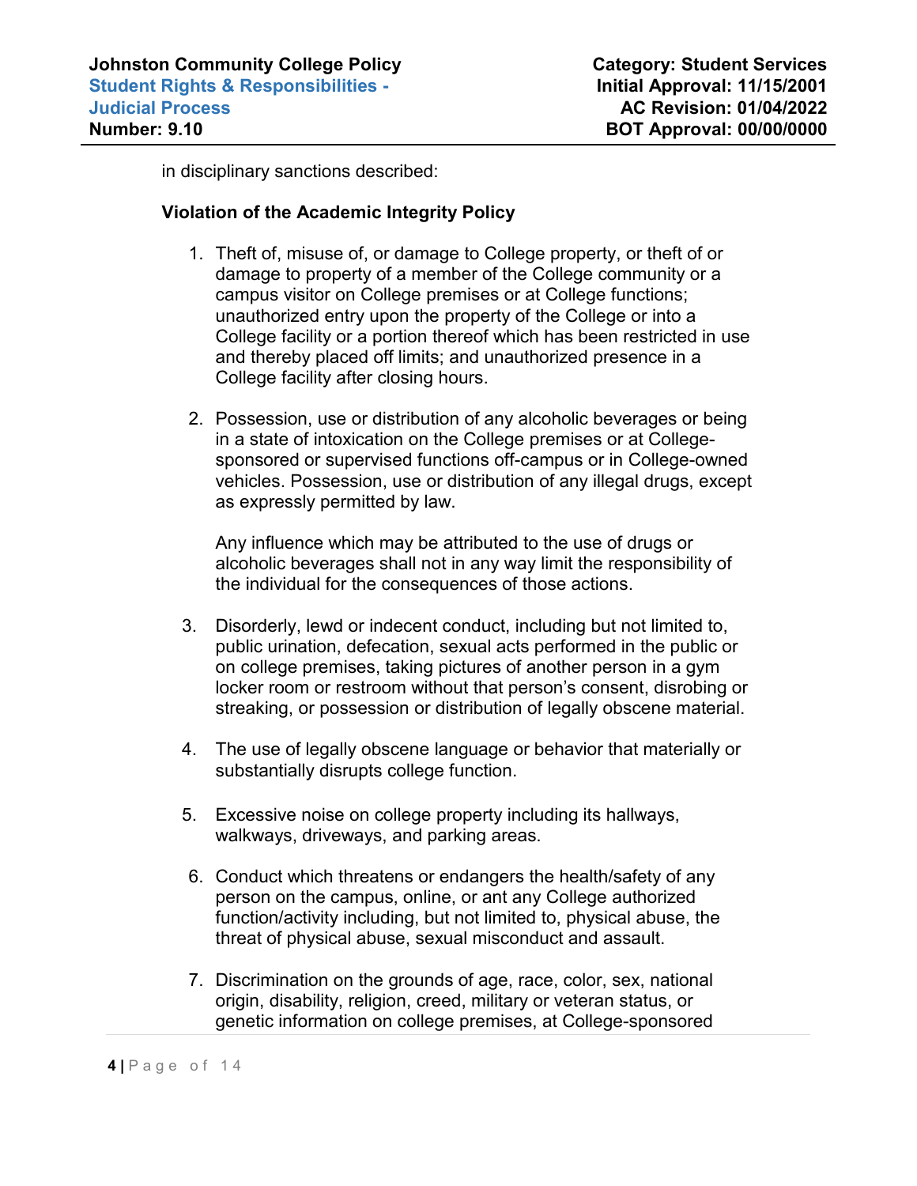in disciplinary sanctions described:

**Violation of the Academic Integrity Policy**

1. Theft of, misuse of, or damage to College property, or theft of or damage to property of a member of the College community or a campus visitor on College premises or at College functions; unauthorized entry upon the property of the College or into a College facility or a portion thereof which has been restricted in use and thereby placed off limits; and unauthorized presence in a College facility after closing hours.

2. Possession, use or distribution of any alcoholic beverages or being in a state of intoxication on the College premises or at College-sponsored or supervised functions off-campus or in College-owned vehicles. Possession, use or distribution of any illegal drugs, except as expressly permitted by law.

   Any influence which may be attributed to the use of drugs or alcoholic beverages shall not in any way limit the responsibility of the individual for the consequences of those actions.

3. Disorderly, lewd or indecent conduct, including but not limited to, public urination, defecation, sexual acts performed in the public or on college premises, taking pictures of another person in a gym locker room or restroom without that person's consent, disrobing or streaking, or possession or distribution of legally obscene material.

4. The use of legally obscene language or behavior that materially or substantially disrupts college function.

5. Excessive noise on college property including its hallways, walkways, driveways, and parking areas.

6. Conduct which threatens or endangers the health/safety of any person on the campus, online, or ant any College authorized function/activity including, but not limited to, physical abuse, the threat of physical abuse, sexual misconduct and assault.

7. Discrimination on the grounds of age, race, color, sex, national origin, disability, religion, creed, military or veteran status, or genetic information on college premises, at College-sponsored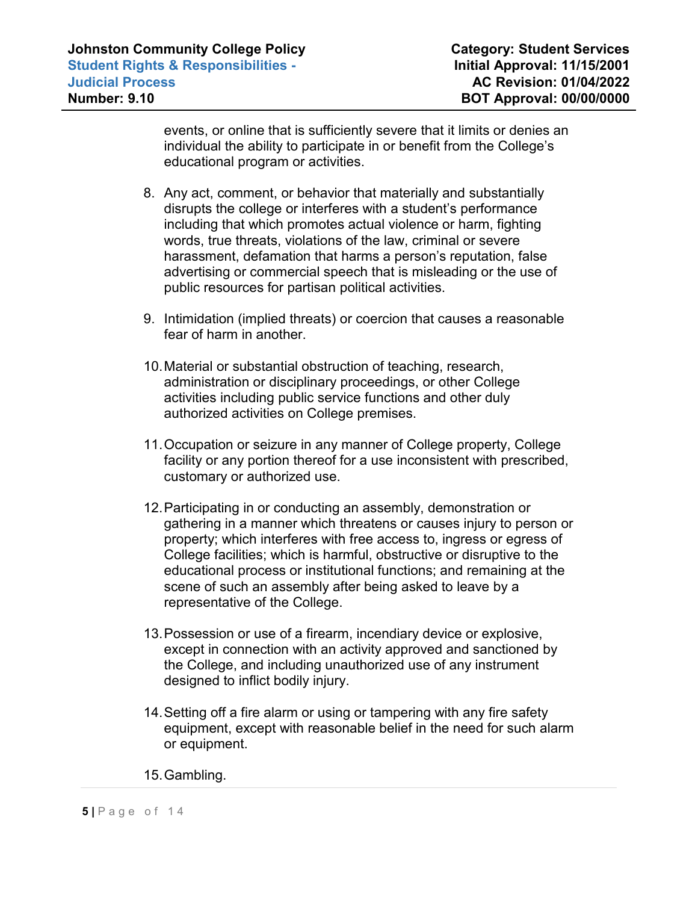events, or online that is sufficiently severe that it limits or denies an individual the ability to participate in or benefit from the College's educational program or activities.

8. Any act, comment, or behavior that materially and substantially disrupts the college or interferes with a student's performance including that which promotes actual violence or harm, fighting words, true threats, violations of the law, criminal or severe harassment, defamation that harms a person's reputation, false advertising or commercial speech that is misleading or the use of public resources for partisan political activities.

9. Intimidation (implied threats) or coercion that causes a reasonable fear of harm in another.

10. Material or substantial obstruction of teaching, research, administration or disciplinary proceedings, or other College activities including public service functions and other duly authorized activities on College premises.

11. Occupation or seizure in any manner of College property, College facility or any portion thereof for a use inconsistent with prescribed, customary or authorized use.

12. Participating in or conducting an assembly, demonstration or gathering in a manner which threatens or causes injury to person or property; which interferes with free access to, ingress or egress of College facilities; which is harmful, obstructive or disruptive to the educational process or institutional functions; and remaining at the scene of such an assembly after being asked to leave by a representative of the College.

13. Possession or use of a firearm, incendiary device or explosive, except in connection with an activity approved and sanctioned by the College, and including unauthorized use of any instrument designed to inflict bodily injury.

14. Setting off a fire alarm or using or tampering with any fire safety equipment, except with reasonable belief in the need for such alarm or equipment.

15. Gambling.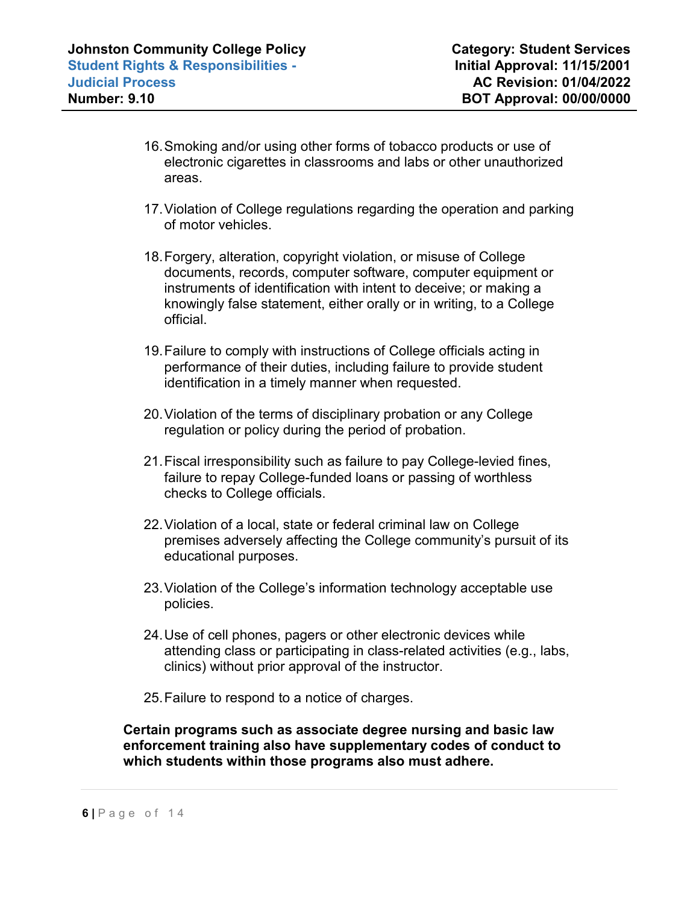16. Smoking and/or using other forms of tobacco products or use of electronic cigarettes in classrooms and labs or other unauthorized areas.

17. Violation of College regulations regarding the operation and parking of motor vehicles.

18. Forgery, alteration, copyright violation, or misuse of College documents, records, computer software, computer equipment or instruments of identification with intent to deceive; or making a knowingly false statement, either orally or in writing, to a College official.

19. Failure to comply with instructions of College officials acting in performance of their duties, including failure to provide student identification in a timely manner when requested.

20. Violation of the terms of disciplinary probation or any College regulation or policy during the period of probation.

21. Fiscal irresponsibility such as failure to pay College-levied fines, failure to repay College-funded loans or passing of worthless checks to College officials.

22. Violation of a local, state or federal criminal law on College premises adversely affecting the College community's pursuit of its educational purposes.

23. Violation of the College's information technology acceptable use policies.

24. Use of cell phones, pagers or other electronic devices while attending class or participating in class-related activities (e.g., labs, clinics) without prior approval of the instructor.

25. Failure to respond to a notice of charges.

**Certain programs such as associate degree nursing and basic law enforcement training also have supplementary codes of conduct to which students within those programs also must adhere.**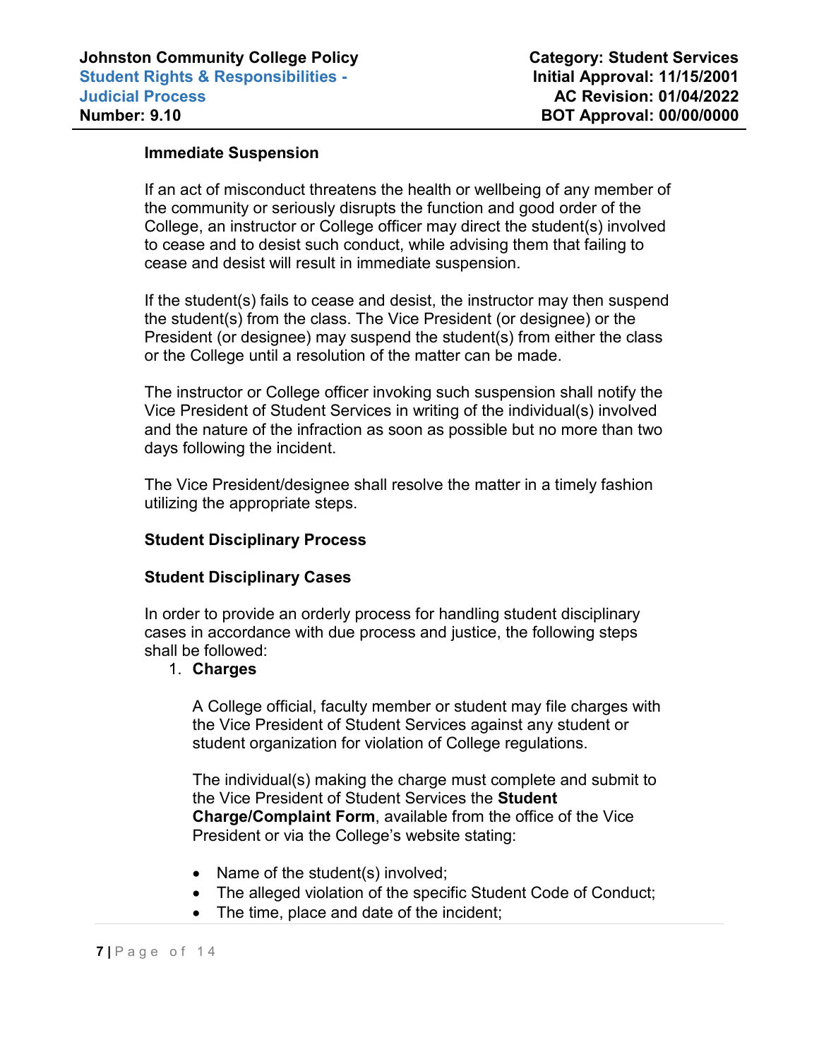### Immediate Suspension

If an act of misconduct threatens the health or wellbeing of any member of the community or seriously disrupts the function and good order of the College, an instructor or College officer may direct the student(s) involved to cease and to desist such conduct, while advising them that failing to cease and desist will result in immediate suspension.

If the student(s) fails to cease and desist, the instructor may then suspend the student(s) from the class. The Vice President (or designee) or the President (or designee) may suspend the student(s) from either the class or the College until a resolution of the matter can be made.

The instructor or College officer invoking such suspension shall notify the Vice President of Student Services in writing of the individual(s) involved and the nature of the infraction as soon as possible but no more than two days following the incident.

The Vice President/designee shall resolve the matter in a timely fashion utilizing the appropriate steps.

### Student Disciplinary Process

### Student Disciplinary Cases

In order to provide an orderly process for handling student disciplinary cases in accordance with due process and justice, the following steps shall be followed:

1. **Charges**

   A College official, faculty member or student may file charges with the Vice President of Student Services against any student or student organization for violation of College regulations.

   The individual(s) making the charge must complete and submit to the Vice President of Student Services the **Student Charge/Complaint Form**, available from the office of the Vice President or via the College's website stating:

   - Name of the student(s) involved;
   - The alleged violation of the specific Student Code of Conduct;
   - The time, place and date of the incident;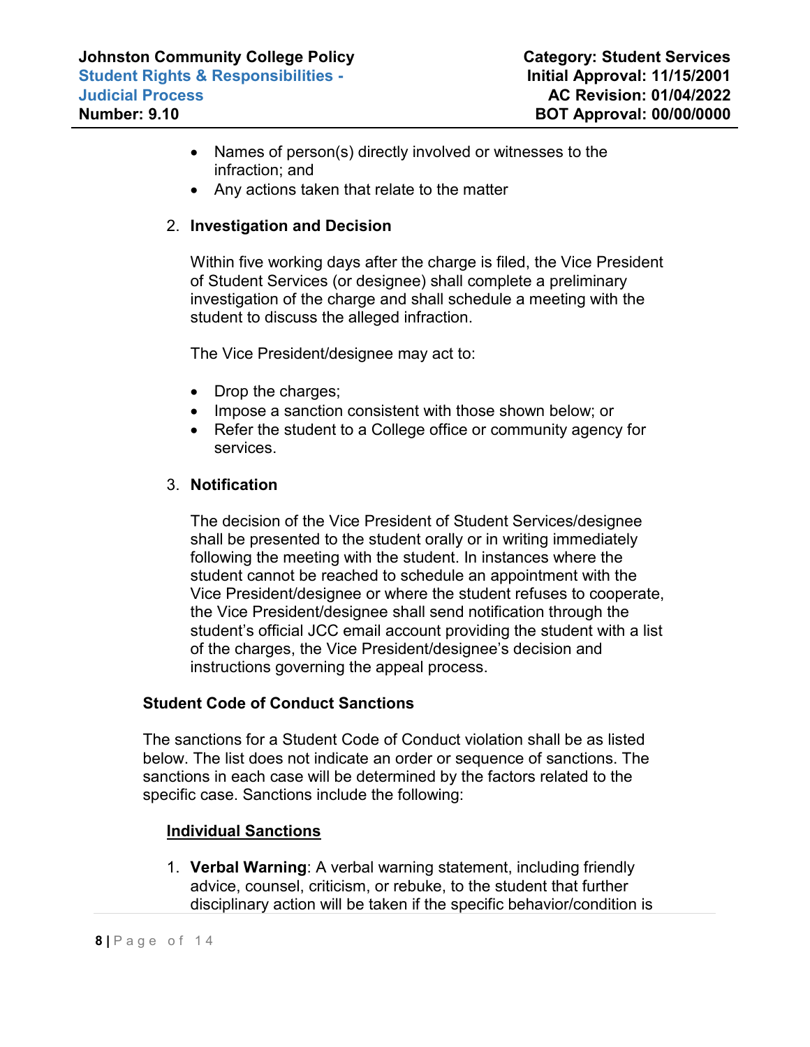- Names of person(s) directly involved or witnesses to the infraction; and
- Any actions taken that relate to the matter

2. **Investigation and Decision**

   Within five working days after the charge is filed, the Vice President of Student Services (or designee) shall complete a preliminary investigation of the charge and shall schedule a meeting with the student to discuss the alleged infraction.

   The Vice President/designee may act to:

   - Drop the charges;
   - Impose a sanction consistent with those shown below; or
   - Refer the student to a College office or community agency for services.

3. **Notification**

   The decision of the Vice President of Student Services/designee shall be presented to the student orally or in writing immediately following the meeting with the student. In instances where the student cannot be reached to schedule an appointment with the Vice President/designee or where the student refuses to cooperate, the Vice President/designee shall send notification through the student's official JCC email account providing the student with a list of the charges, the Vice President/designee's decision and instructions governing the appeal process.

**Student Code of Conduct Sanctions**

The sanctions for a Student Code of Conduct violation shall be as listed below. The list does not indicate an order or sequence of sanctions. The sanctions in each case will be determined by the factors related to the specific case. Sanctions include the following:

<u>**Individual Sanctions**</u>

1. **Verbal Warning**: A verbal warning statement, including friendly advice, counsel, criticism, or rebuke, to the student that further disciplinary action will be taken if the specific behavior/condition is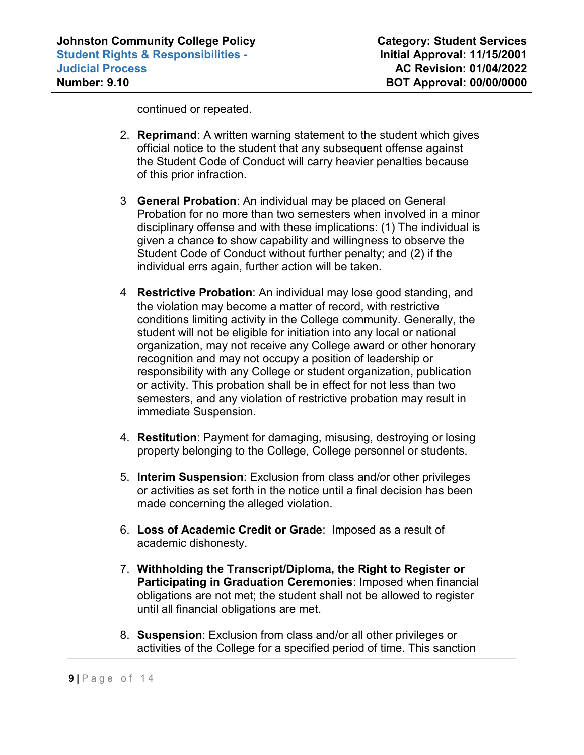continued or repeated.

2. **Reprimand**: A written warning statement to the student which gives official notice to the student that any subsequent offense against the Student Code of Conduct will carry heavier penalties because of this prior infraction.

3 **General Probation**: An individual may be placed on General Probation for no more than two semesters when involved in a minor disciplinary offense and with these implications: (1) The individual is given a chance to show capability and willingness to observe the Student Code of Conduct without further penalty; and (2) if the individual errs again, further action will be taken.

4 **Restrictive Probation**: An individual may lose good standing, and the violation may become a matter of record, with restrictive conditions limiting activity in the College community. Generally, the student will not be eligible for initiation into any local or national organization, may not receive any College award or other honorary recognition and may not occupy a position of leadership or responsibility with any College or student organization, publication or activity. This probation shall be in effect for not less than two semesters, and any violation of restrictive probation may result in immediate Suspension.

4. **Restitution**: Payment for damaging, misusing, destroying or losing property belonging to the College, College personnel or students.

5. **Interim Suspension**: Exclusion from class and/or other privileges or activities as set forth in the notice until a final decision has been made concerning the alleged violation.

6. **Loss of Academic Credit or Grade**: Imposed as a result of academic dishonesty.

7. **Withholding the Transcript/Diploma, the Right to Register or Participating in Graduation Ceremonies**: Imposed when financial obligations are not met; the student shall not be allowed to register until all financial obligations are met.

8. **Suspension**: Exclusion from class and/or all other privileges or activities of the College for a specified period of time. This sanction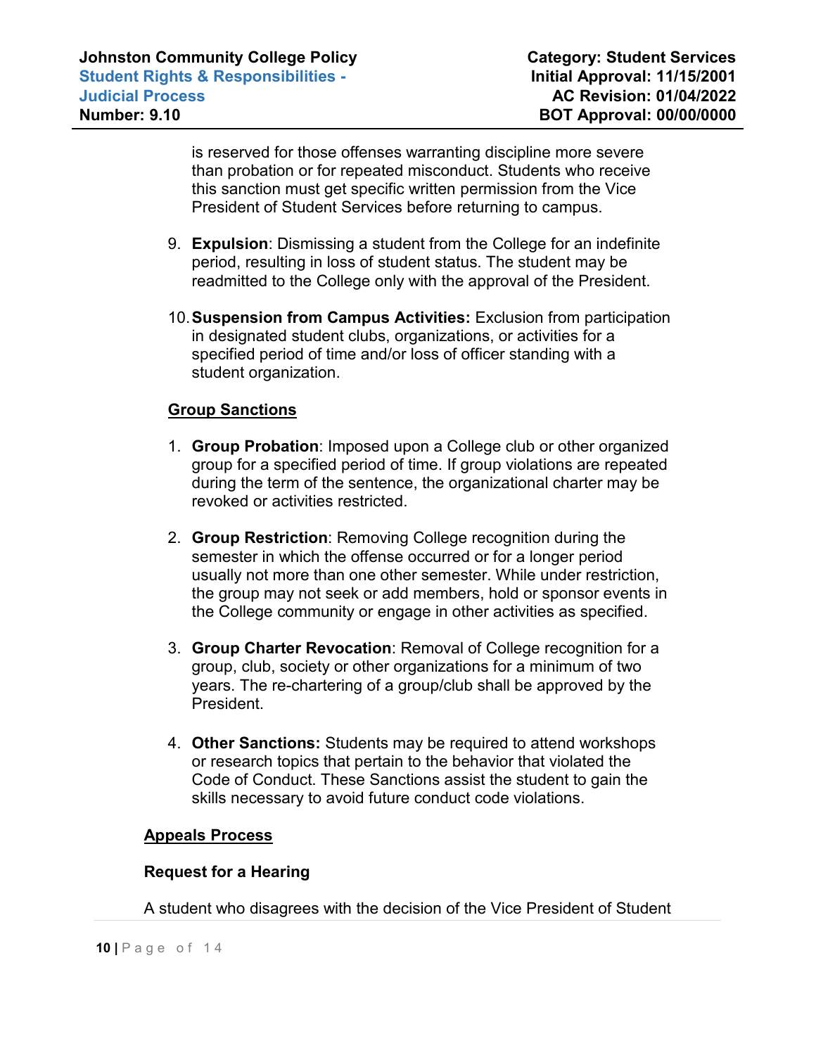is reserved for those offenses warranting discipline more severe than probation or for repeated misconduct. Students who receive this sanction must get specific written permission from the Vice President of Student Services before returning to campus.

9. **Expulsion**: Dismissing a student from the College for an indefinite period, resulting in loss of student status. The student may be readmitted to the College only with the approval of the President.

10. **Suspension from Campus Activities:** Exclusion from participation in designated student clubs, organizations, or activities for a specified period of time and/or loss of officer standing with a student organization.

**Group Sanctions**

1. **Group Probation**: Imposed upon a College club or other organized group for a specified period of time. If group violations are repeated during the term of the sentence, the organizational charter may be revoked or activities restricted.

2. **Group Restriction**: Removing College recognition during the semester in which the offense occurred or for a longer period usually not more than one other semester. While under restriction, the group may not seek or add members, hold or sponsor events in the College community or engage in other activities as specified.

3. **Group Charter Revocation**: Removal of College recognition for a group, club, society or other organizations for a minimum of two years. The re-chartering of a group/club shall be approved by the President.

4. **Other Sanctions:** Students may be required to attend workshops or research topics that pertain to the behavior that violated the Code of Conduct. These Sanctions assist the student to gain the skills necessary to avoid future conduct code violations.

## Appeals Process

### Request for a Hearing

A student who disagrees with the decision of the Vice President of Student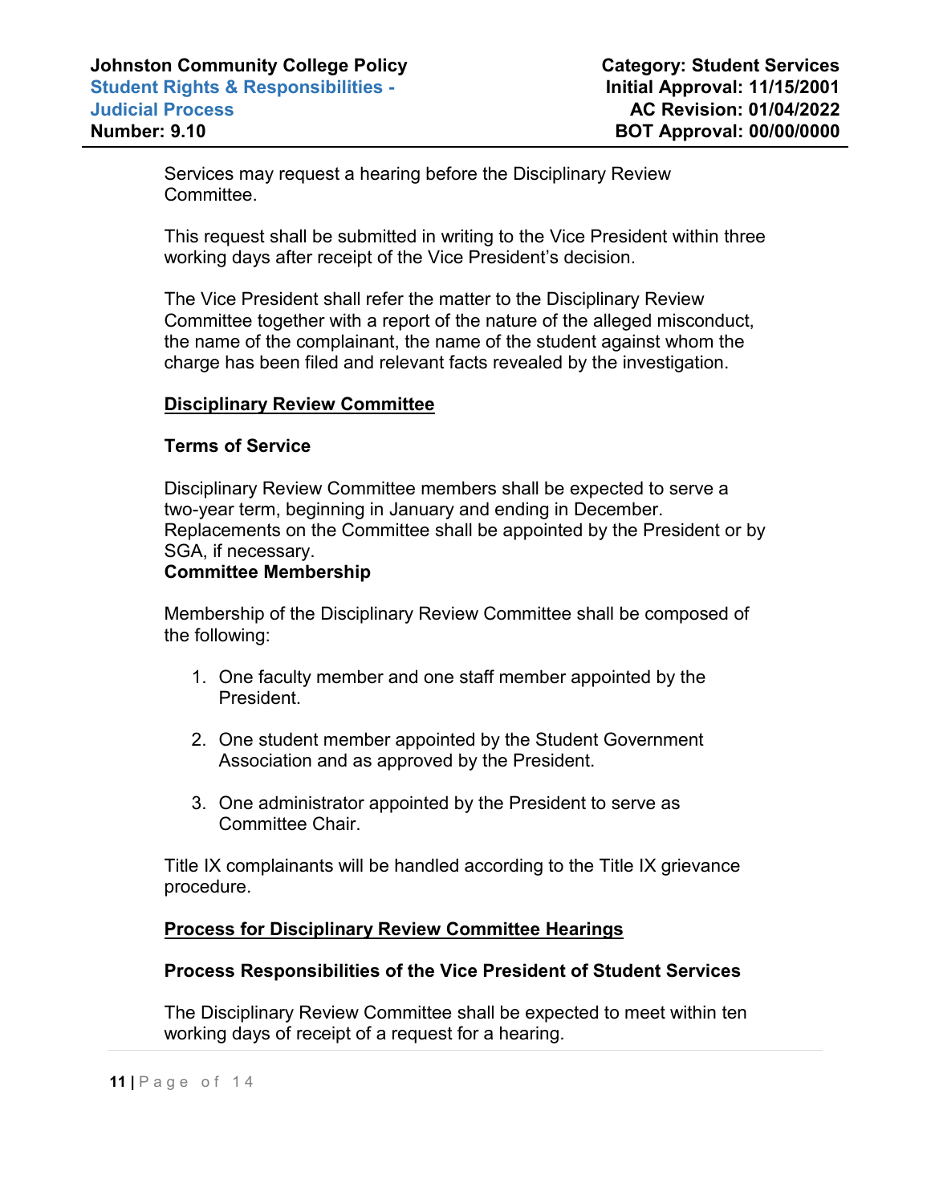Services may request a hearing before the Disciplinary Review Committee.

This request shall be submitted in writing to the Vice President within three working days after receipt of the Vice President's decision.

The Vice President shall refer the matter to the Disciplinary Review Committee together with a report of the nature of the alleged misconduct, the name of the complainant, the name of the student against whom the charge has been filed and relevant facts revealed by the investigation.

## Disciplinary Review Committee

### Terms of Service

Disciplinary Review Committee members shall be expected to serve a two-year term, beginning in January and ending in December. Replacements on the Committee shall be appointed by the President or by SGA, if necessary.

### Committee Membership

Membership of the Disciplinary Review Committee shall be composed of the following:

1. One faculty member and one staff member appointed by the President.

2. One student member appointed by the Student Government Association and as approved by the President.

3. One administrator appointed by the President to serve as Committee Chair.

Title IX complainants will be handled according to the Title IX grievance procedure.

## Process for Disciplinary Review Committee Hearings

### Process Responsibilities of the Vice President of Student Services

The Disciplinary Review Committee shall be expected to meet within ten working days of receipt of a request for a hearing.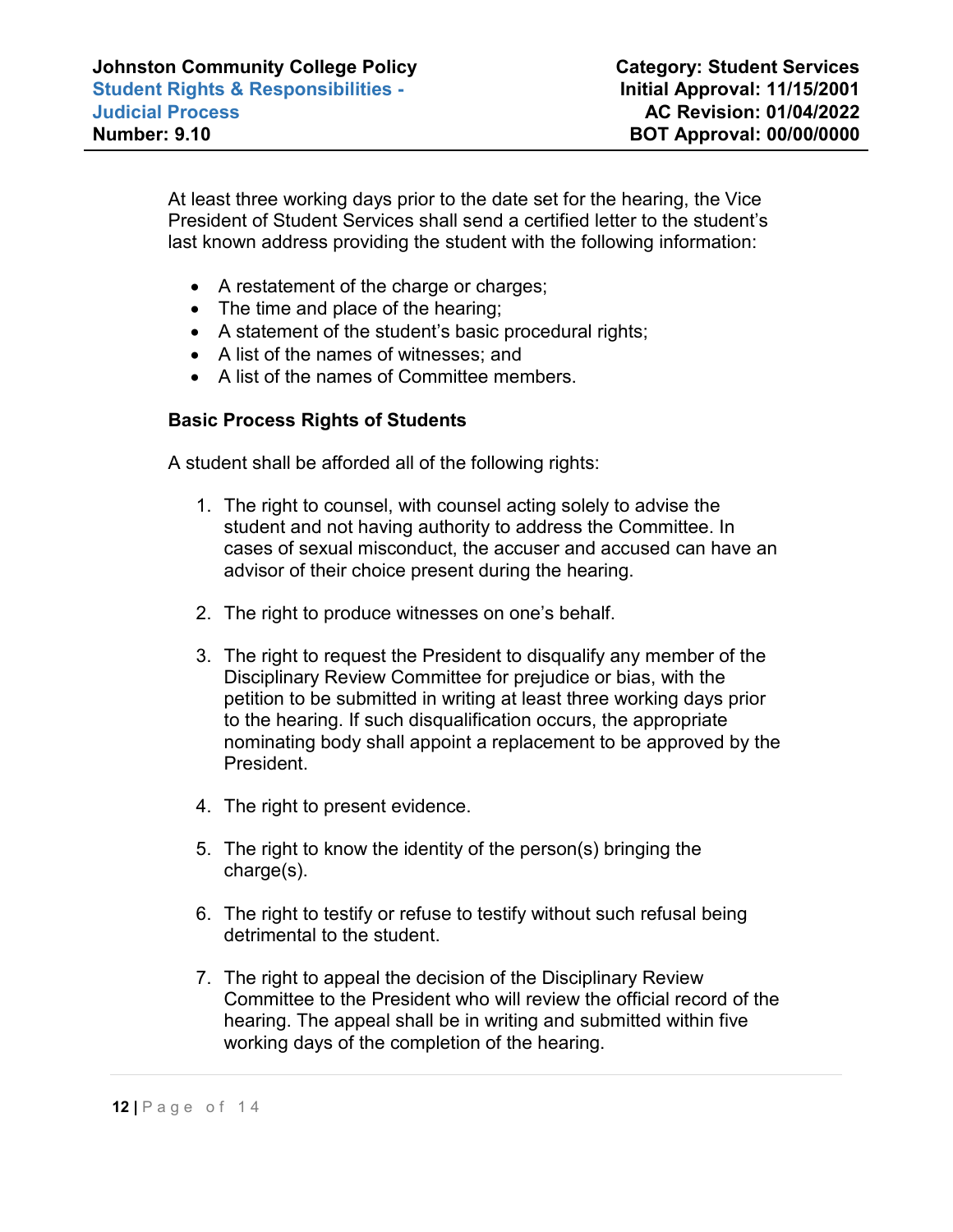At least three working days prior to the date set for the hearing, the Vice President of Student Services shall send a certified letter to the student's last known address providing the student with the following information:

- A restatement of the charge or charges;
- The time and place of the hearing;
- A statement of the student's basic procedural rights;
- A list of the names of witnesses; and
- A list of the names of Committee members.

**Basic Process Rights of Students**

A student shall be afforded all of the following rights:

1. The right to counsel, with counsel acting solely to advise the student and not having authority to address the Committee. In cases of sexual misconduct, the accuser and accused can have an advisor of their choice present during the hearing.

2. The right to produce witnesses on one's behalf.

3. The right to request the President to disqualify any member of the Disciplinary Review Committee for prejudice or bias, with the petition to be submitted in writing at least three working days prior to the hearing. If such disqualification occurs, the appropriate nominating body shall appoint a replacement to be approved by the President.

4. The right to present evidence.

5. The right to know the identity of the person(s) bringing the charge(s).

6. The right to testify or refuse to testify without such refusal being detrimental to the student.

7. The right to appeal the decision of the Disciplinary Review Committee to the President who will review the official record of the hearing. The appeal shall be in writing and submitted within five working days of the completion of the hearing.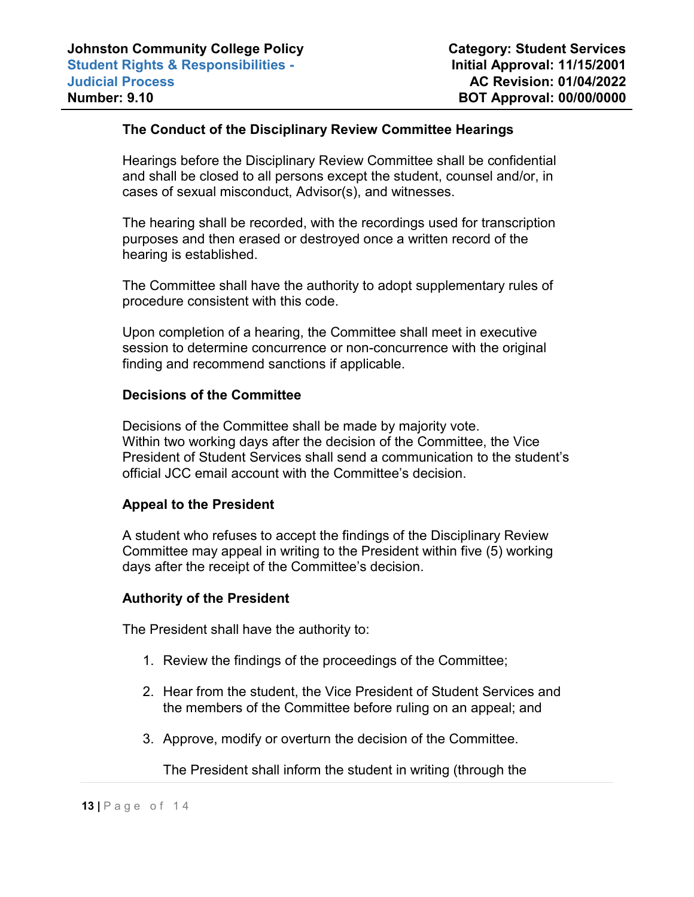### The Conduct of the Disciplinary Review Committee Hearings

Hearings before the Disciplinary Review Committee shall be confidential and shall be closed to all persons except the student, counsel and/or, in cases of sexual misconduct, Advisor(s), and witnesses.

The hearing shall be recorded, with the recordings used for transcription purposes and then erased or destroyed once a written record of the hearing is established.

The Committee shall have the authority to adopt supplementary rules of procedure consistent with this code.

Upon completion of a hearing, the Committee shall meet in executive session to determine concurrence or non-concurrence with the original finding and recommend sanctions if applicable.

### Decisions of the Committee

Decisions of the Committee shall be made by majority vote.
Within two working days after the decision of the Committee, the Vice President of Student Services shall send a communication to the student's official JCC email account with the Committee's decision.

### Appeal to the President

A student who refuses to accept the findings of the Disciplinary Review Committee may appeal in writing to the President within five (5) working days after the receipt of the Committee's decision.

### Authority of the President

The President shall have the authority to:

1. Review the findings of the proceedings of the Committee;
2. Hear from the student, the Vice President of Student Services and the members of the Committee before ruling on an appeal; and
3. Approve, modify or overturn the decision of the Committee.

   The President shall inform the student in writing (through the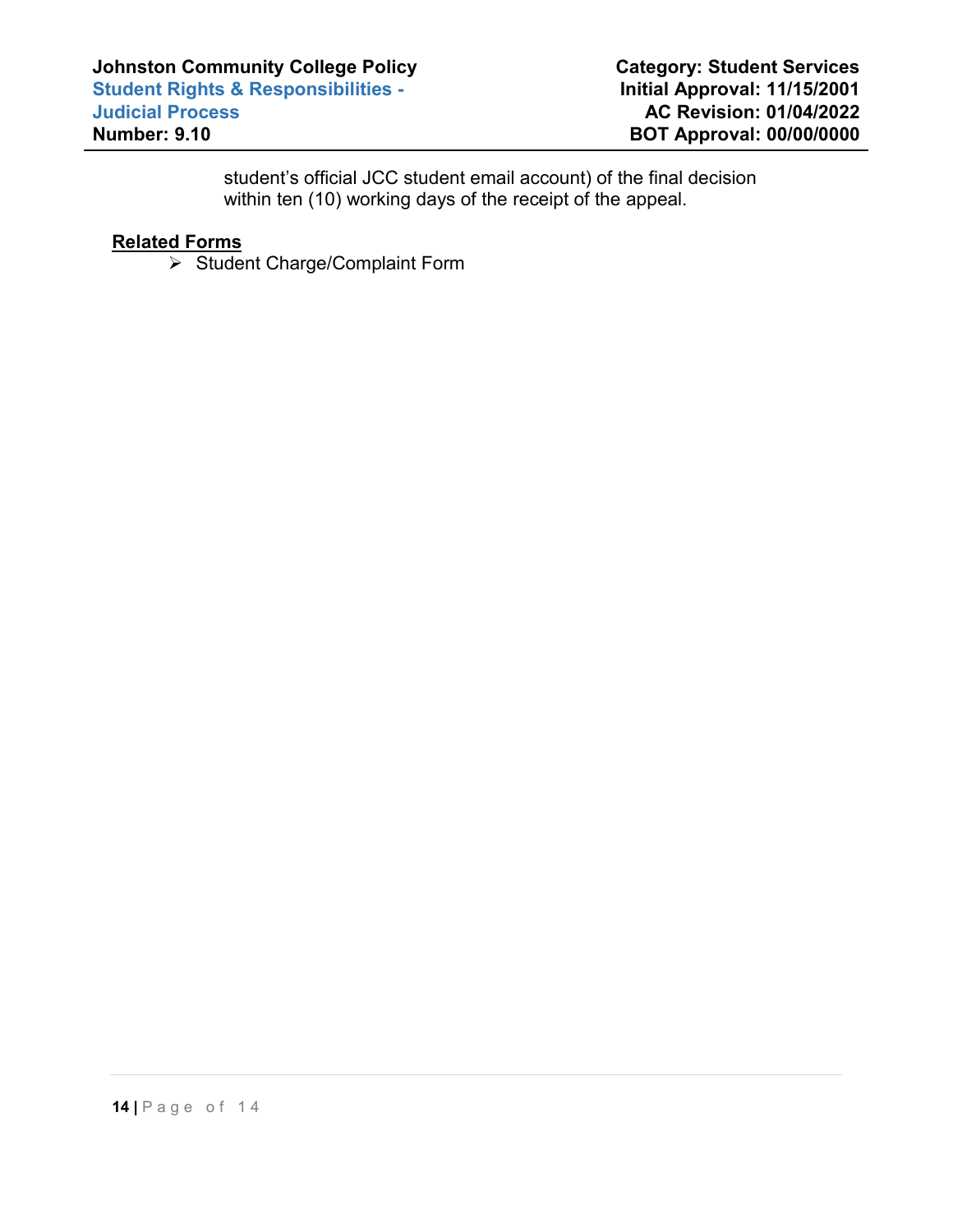student's official JCC student email account) of the final decision within ten (10) working days of the receipt of the appeal.

**Related Forms**

- Student Charge/Complaint Form